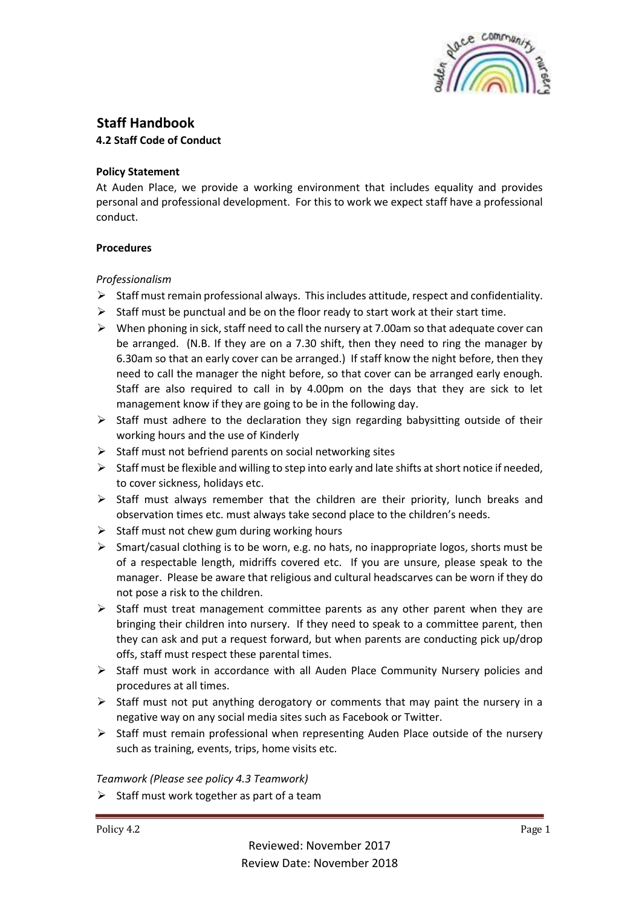# Staff Handbook

**4.2 Staff Code of Conduct**

**Policy Statement**

At Auden Place, we provide a working environment that includes equality and provides personal and professional development. For this to work we expect staff have a professional conduct.

**Procedures**

*Professionalism*

- Staff must remain professional always. This includes attitude, respect and confidentiality.
- Staff must be punctual and be on the floor ready to start work at their start time.
- When phoning in sick, staff need to call the nursery at 7.00am so that adequate cover can be arranged. (N.B. If they are on a 7.30 shift, then they need to ring the manager by 6.30am so that an early cover can be arranged.) If staff know the night before, then they need to call the manager the night before, so that cover can be arranged early enough. Staff are also required to call in by 4.00pm on the days that they are sick to let management know if they are going to be in the following day.
- Staff must adhere to the declaration they sign regarding babysitting outside of their working hours and the use of Kinderly
- Staff must not befriend parents on social networking sites
- Staff must be flexible and willing to step into early and late shifts at short notice if needed, to cover sickness, holidays etc.
- Staff must always remember that the children are their priority, lunch breaks and observation times etc. must always take second place to the children's needs.
- Staff must not chew gum during working hours
- Smart/casual clothing is to be worn, e.g. no hats, no inappropriate logos, shorts must be of a respectable length, midriffs covered etc. If you are unsure, please speak to the manager. Please be aware that religious and cultural headscarves can be worn if they do not pose a risk to the children.
- Staff must treat management committee parents as any other parent when they are bringing their children into nursery. If they need to speak to a committee parent, then they can ask and put a request forward, but when parents are conducting pick up/drop offs, staff must respect these parental times.
- Staff must work in accordance with all Auden Place Community Nursery policies and procedures at all times.
- Staff must not put anything derogatory or comments that may paint the nursery in a negative way on any social media sites such as Facebook or Twitter.
- Staff must remain professional when representing Auden Place outside of the nursery such as training, events, trips, home visits etc.

*Teamwork (Please see policy 4.3 Teamwork)*

- Staff must work together as part of a team

Reviewed: November 2017
Review Date: November 2018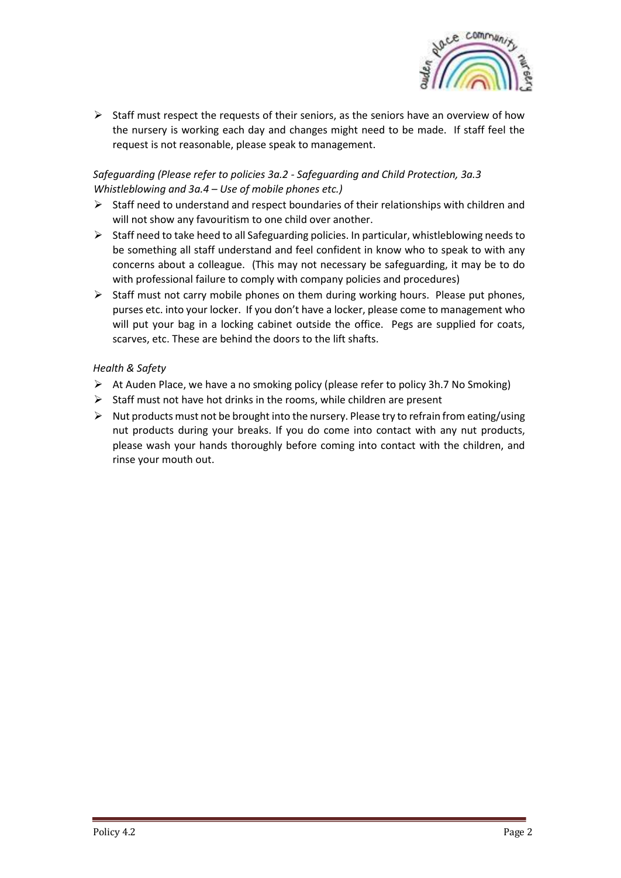- Staff must respect the requests of their seniors, as the seniors have an overview of how the nursery is working each day and changes might need to be made. If staff feel the request is not reasonable, please speak to management.

*Safeguarding (Please refer to policies 3a.2 - Safeguarding and Child Protection, 3a.3 Whistleblowing and 3a.4 – Use of mobile phones etc.)*

- Staff need to understand and respect boundaries of their relationships with children and will not show any favouritism to one child over another.
- Staff need to take heed to all Safeguarding policies. In particular, whistleblowing needs to be something all staff understand and feel confident in know who to speak to with any concerns about a colleague. (This may not necessary be safeguarding, it may be to do with professional failure to comply with company policies and procedures)
- Staff must not carry mobile phones on them during working hours. Please put phones, purses etc. into your locker. If you don't have a locker, please come to management who will put your bag in a locking cabinet outside the office. Pegs are supplied for coats, scarves, etc. These are behind the doors to the lift shafts.

*Health & Safety*

- At Auden Place, we have a no smoking policy (please refer to policy 3h.7 No Smoking)
- Staff must not have hot drinks in the rooms, while children are present
- Nut products must not be brought into the nursery. Please try to refrain from eating/using nut products during your breaks. If you do come into contact with any nut products, please wash your hands thoroughly before coming into contact with the children, and rinse your mouth out.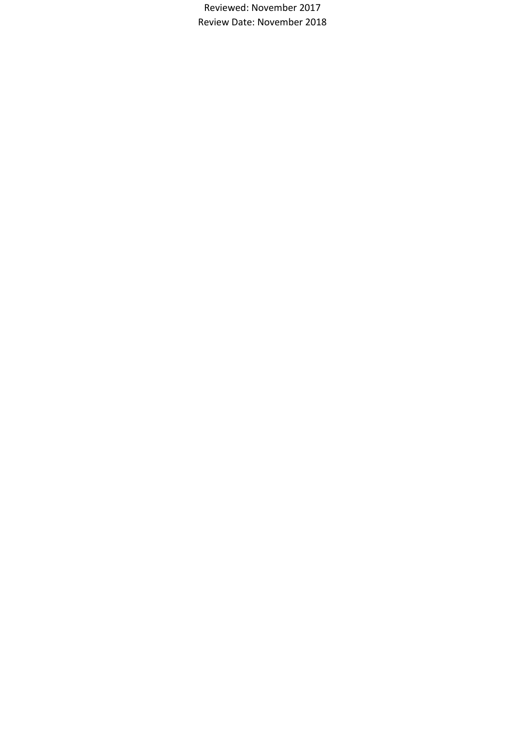Reviewed: November 2017

Review Date: November 2018